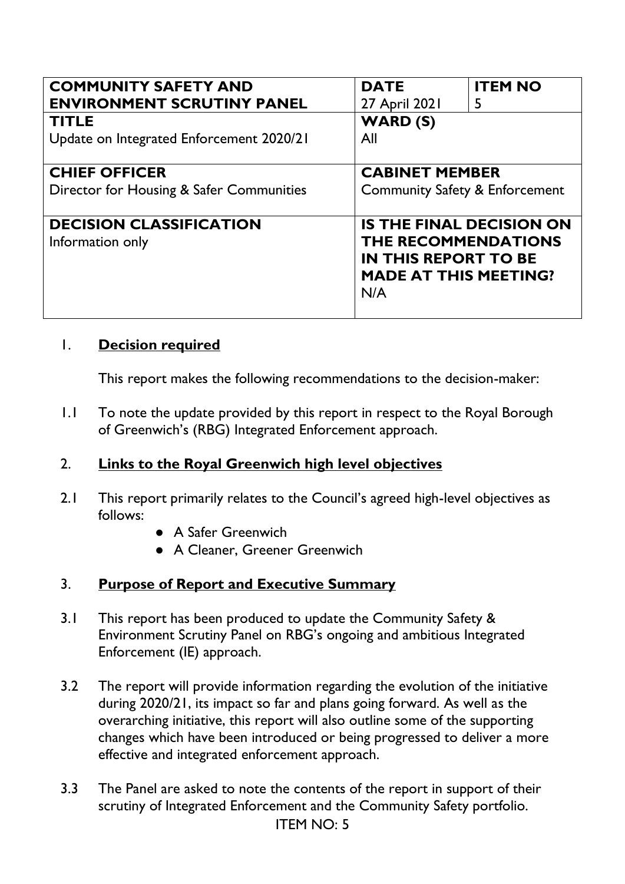| **COMMUNITY SAFETY AND ENVIRONMENT SCRUTINY PANEL** | **DATE**<br>27 April 2021 | **ITEM NO**<br>5 |
|---|---|---|
| **TITLE**<br>Update on Integrated Enforcement 2020/21 | **WARD (S)**<br>All | |
| **CHIEF OFFICER**<br>Director for Housing & Safer Communities | **CABINET MEMBER**<br>Community Safety & Enforcement | |
| **DECISION CLASSIFICATION**<br>Information only | **IS THE FINAL DECISION ON THE RECOMMENDATIONS IN THIS REPORT TO BE MADE AT THIS MEETING?**<br>N/A | |

## 1. Decision required

This report makes the following recommendations to the decision-maker:

1.1 To note the update provided by this report in respect to the Royal Borough of Greenwich's (RBG) Integrated Enforcement approach.

## 2. Links to the Royal Greenwich high level objectives

2.1 This report primarily relates to the Council's agreed high-level objectives as follows:

- A Safer Greenwich
- A Cleaner, Greener Greenwich

## 3. Purpose of Report and Executive Summary

3.1 This report has been produced to update the Community Safety & Environment Scrutiny Panel on RBG's ongoing and ambitious Integrated Enforcement (IE) approach.

3.2 The report will provide information regarding the evolution of the initiative during 2020/21, its impact so far and plans going forward. As well as the overarching initiative, this report will also outline some of the supporting changes which have been introduced or being progressed to deliver a more effective and integrated enforcement approach.

3.3 The Panel are asked to note the contents of the report in support of their scrutiny of Integrated Enforcement and the Community Safety portfolio.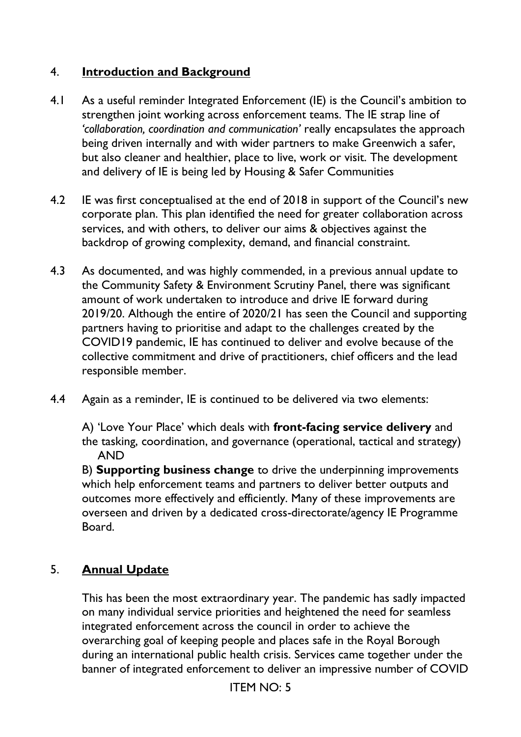## 4. **Introduction and Background**

4.1 As a useful reminder Integrated Enforcement (IE) is the Council's ambition to strengthen joint working across enforcement teams. The IE strap line of *'collaboration, coordination and communication'* really encapsulates the approach being driven internally and with wider partners to make Greenwich a safer, but also cleaner and healthier, place to live, work or visit. The development and delivery of IE is being led by Housing & Safer Communities

4.2 IE was first conceptualised at the end of 2018 in support of the Council's new corporate plan. This plan identified the need for greater collaboration across services, and with others, to deliver our aims & objectives against the backdrop of growing complexity, demand, and financial constraint.

4.3 As documented, and was highly commended, in a previous annual update to the Community Safety & Environment Scrutiny Panel, there was significant amount of work undertaken to introduce and drive IE forward during 2019/20. Although the entire of 2020/21 has seen the Council and supporting partners having to prioritise and adapt to the challenges created by the COVID19 pandemic, IE has continued to deliver and evolve because of the collective commitment and drive of practitioners, chief officers and the lead responsible member.

4.4 Again as a reminder, IE is continued to be delivered via two elements:

A) 'Love Your Place' which deals with **front-facing service delivery** and the tasking, coordination, and governance (operational, tactical and strategy) AND

B) **Supporting business change** to drive the underpinning improvements which help enforcement teams and partners to deliver better outputs and outcomes more effectively and efficiently. Many of these improvements are overseen and driven by a dedicated cross-directorate/agency IE Programme Board.

## 5. **Annual Update**

This has been the most extraordinary year. The pandemic has sadly impacted on many individual service priorities and heightened the need for seamless integrated enforcement across the council in order to achieve the overarching goal of keeping people and places safe in the Royal Borough during an international public health crisis. Services came together under the banner of integrated enforcement to deliver an impressive number of COVID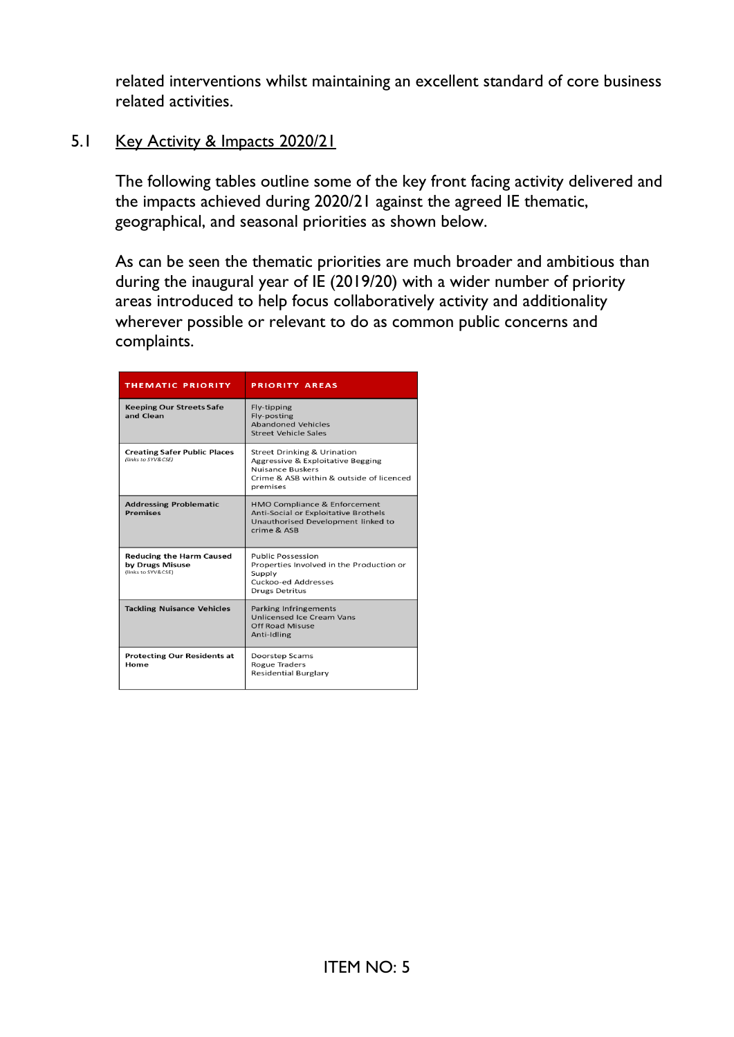related interventions whilst maintaining an excellent standard of core business related activities.

## 5.1 Key Activity & Impacts 2020/21

The following tables outline some of the key front facing activity delivered and the impacts achieved during 2020/21 against the agreed IE thematic, geographical, and seasonal priorities as shown below.

As can be seen the thematic priorities are much broader and ambitious than during the inaugural year of IE (2019/20) with a wider number of priority areas introduced to help focus collaboratively activity and additionality wherever possible or relevant to do as common public concerns and complaints.

| THEMATIC PRIORITY | PRIORITY AREAS |
|---|---|
| **Keeping Our Streets Safe and Clean** | Fly-tipping<br>Fly-posting<br>Abandoned Vehicles<br>Street Vehicle Sales |
| **Creating Safer Public Places** *(links to SYV&CSE)* | Street Drinking & Urination<br>Aggressive & Exploitative Begging<br>Nuisance Buskers<br>Crime & ASB within & outside of licenced premises |
| **Addressing Problematic Premises** | HMO Compliance & Enforcement<br>Anti-Social or Exploitative Brothels<br>Unauthorised Development linked to crime & ASB |
| **Reducing the Harm Caused by Drugs Misuse** (links to SYV&CSE) | Public Possession<br>Properties Involved in the Production or Supply<br>Cuckoo-ed Addresses<br>Drugs Detritus |
| **Tackling Nuisance Vehicles** | Parking Infringements<br>Unlicensed Ice Cream Vans<br>Off Road Misuse<br>Anti-Idling |
| **Protecting Our Residents at Home** | Doorstep Scams<br>Rogue Traders<br>Residential Burglary |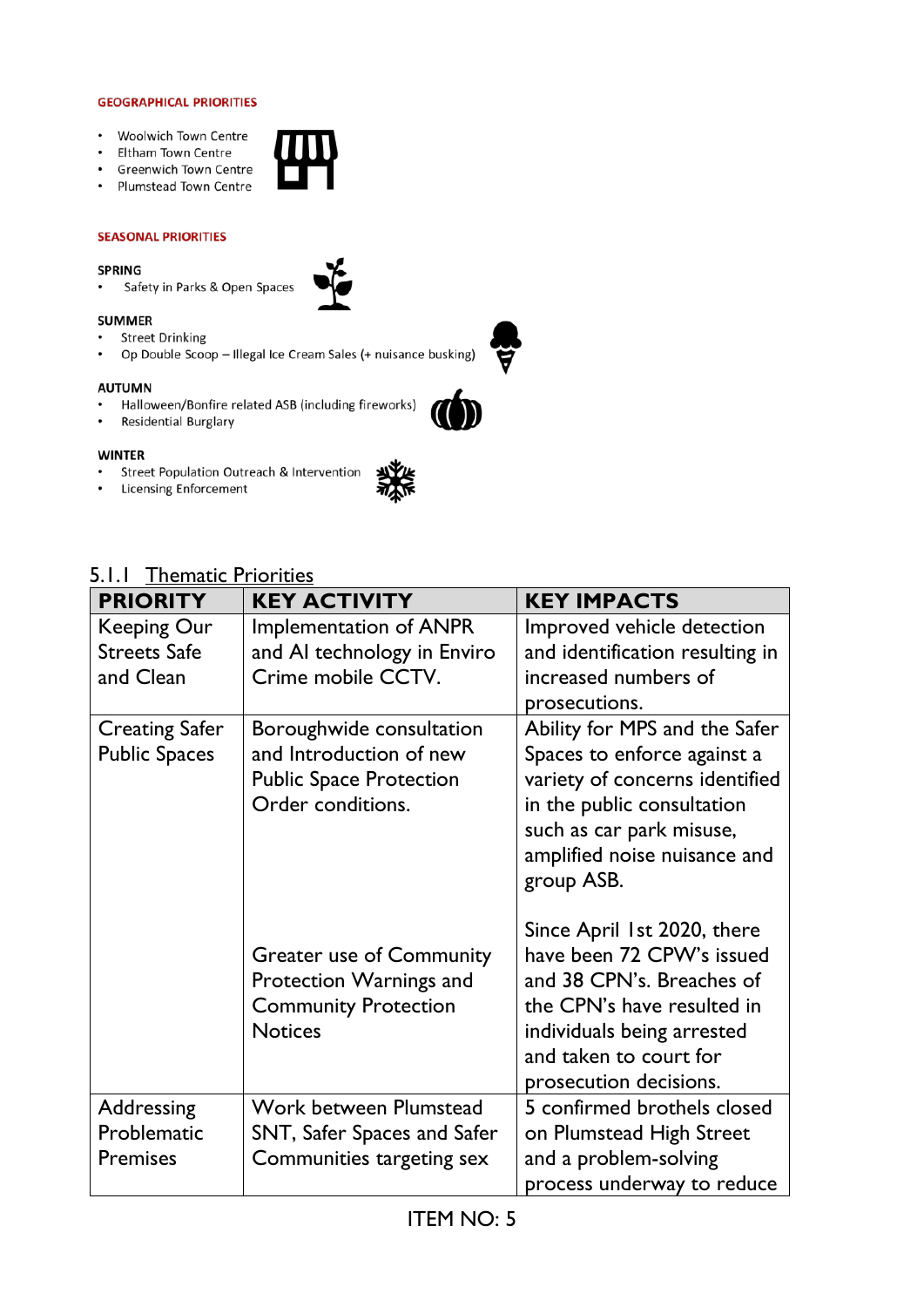**GEOGRAPHICAL PRIORITIES**

- Woolwich Town Centre
- Eltham Town Centre
- Greenwich Town Centre
- Plumstead Town Centre

**SEASONAL PRIORITIES**

**SPRING**
- Safety in Parks & Open Spaces

**SUMMER**
- Street Drinking
- Op Double Scoop – Illegal Ice Cream Sales (+ nuisance busking)

**AUTUMN**
- Halloween/Bonfire related ASB (including fireworks)
- Residential Burglary

**WINTER**
- Street Population Outreach & Intervention
- Licensing Enforcement

### 5.1.1 Thematic Priorities

| PRIORITY | KEY ACTIVITY | KEY IMPACTS |
|---|---|---|
| Keeping Our Streets Safe and Clean | Implementation of ANPR and AI technology in Enviro Crime mobile CCTV. | Improved vehicle detection and identification resulting in increased numbers of prosecutions. |
| Creating Safer Public Spaces | Boroughwide consultation and Introduction of new Public Space Protection Order conditions. | Ability for MPS and the Safer Spaces to enforce against a variety of concerns identified in the public consultation such as car park misuse, amplified noise nuisance and group ASB. |
| | Greater use of Community Protection Warnings and Community Protection Notices | Since April 1st 2020, there have been 72 CPW's issued and 38 CPN's. Breaches of the CPN's have resulted in individuals being arrested and taken to court for prosecution decisions. |
| Addressing Problematic Premises | Work between Plumstead SNT, Safer Spaces and Safer Communities targeting sex | 5 confirmed brothels closed on Plumstead High Street and a problem-solving process underway to reduce |

ITEM NO: 5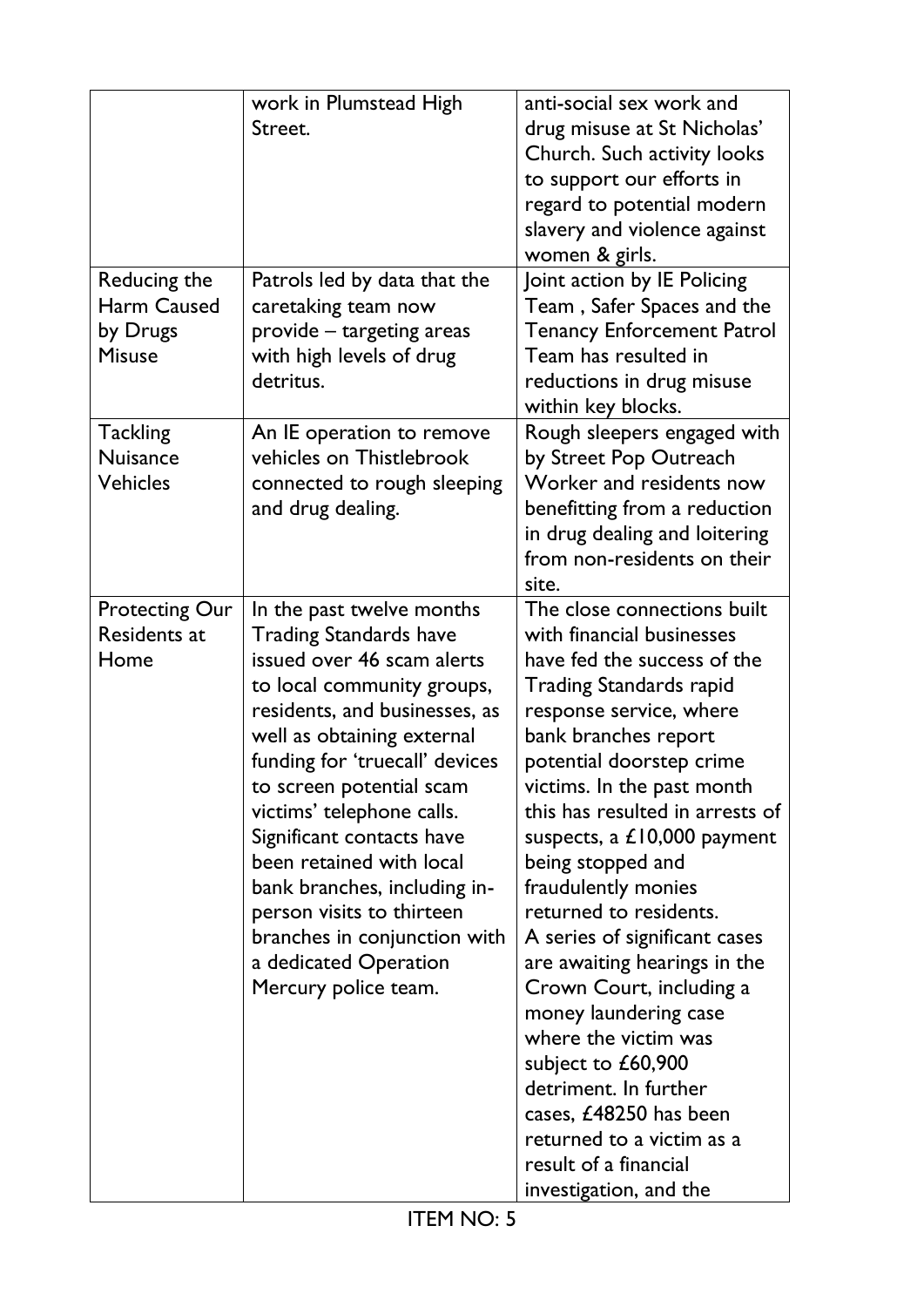| | | |
|---|---|---|
| | work in Plumstead High Street. | anti-social sex work and drug misuse at St Nicholas' Church. Such activity looks to support our efforts in regard to potential modern slavery and violence against women & girls. |
| Reducing the Harm Caused by Drugs Misuse | Patrols led by data that the caretaking team now provide – targeting areas with high levels of drug detritus. | Joint action by IE Policing Team , Safer Spaces and the Tenancy Enforcement Patrol Team has resulted in reductions in drug misuse within key blocks. |
| Tackling Nuisance Vehicles | An IE operation to remove vehicles on Thistlebrook connected to rough sleeping and drug dealing. | Rough sleepers engaged with by Street Pop Outreach Worker and residents now benefitting from a reduction in drug dealing and loitering from non-residents on their site. |
| Protecting Our Residents at Home | In the past twelve months Trading Standards have issued over 46 scam alerts to local community groups, residents, and businesses, as well as obtaining external funding for 'truecall' devices to screen potential scam victims' telephone calls. Significant contacts have been retained with local bank branches, including in-person visits to thirteen branches in conjunction with a dedicated Operation Mercury police team. | The close connections built with financial businesses have fed the success of the Trading Standards rapid response service, where bank branches report potential doorstep crime victims. In the past month this has resulted in arrests of suspects, a £10,000 payment being stopped and fraudulently monies returned to residents. A series of significant cases are awaiting hearings in the Crown Court, including a money laundering case where the victim was subject to £60,900 detriment. In further cases, £48250 has been returned to a victim as a result of a financial investigation, and the |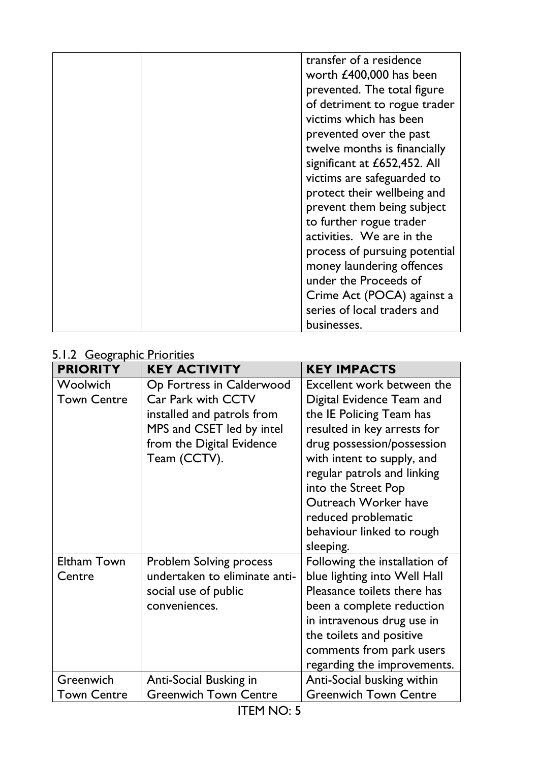| | | transfer of a residence worth £400,000 has been prevented. The total figure of detriment to rogue trader victims which has been prevented over the past twelve months is financially significant at £652,452. All victims are safeguarded to protect their wellbeing and prevent them being subject to further rogue trader activities. We are in the process of pursuing potential money laundering offences under the Proceeds of Crime Act (POCA) against a series of local traders and businesses. |
|---|---|---|

5.1.2 Geographic Priorities

| PRIORITY | KEY ACTIVITY | KEY IMPACTS |
|---|---|---|
| Woolwich Town Centre | Op Fortress in Calderwood Car Park with CCTV installed and patrols from MPS and CSET led by intel from the Digital Evidence Team (CCTV). | Excellent work between the Digital Evidence Team and the IE Policing Team has resulted in key arrests for drug possession/possession with intent to supply, and regular patrols and linking into the Street Pop Outreach Worker have reduced problematic behaviour linked to rough sleeping. |
| Eltham Town Centre | Problem Solving process undertaken to eliminate anti-social use of public conveniences. | Following the installation of blue lighting into Well Hall Pleasance toilets there has been a complete reduction in intravenous drug use in the toilets and positive comments from park users regarding the improvements. |
| Greenwich Town Centre | Anti-Social Busking in Greenwich Town Centre | Anti-Social busking within Greenwich Town Centre |

ITEM NO: 5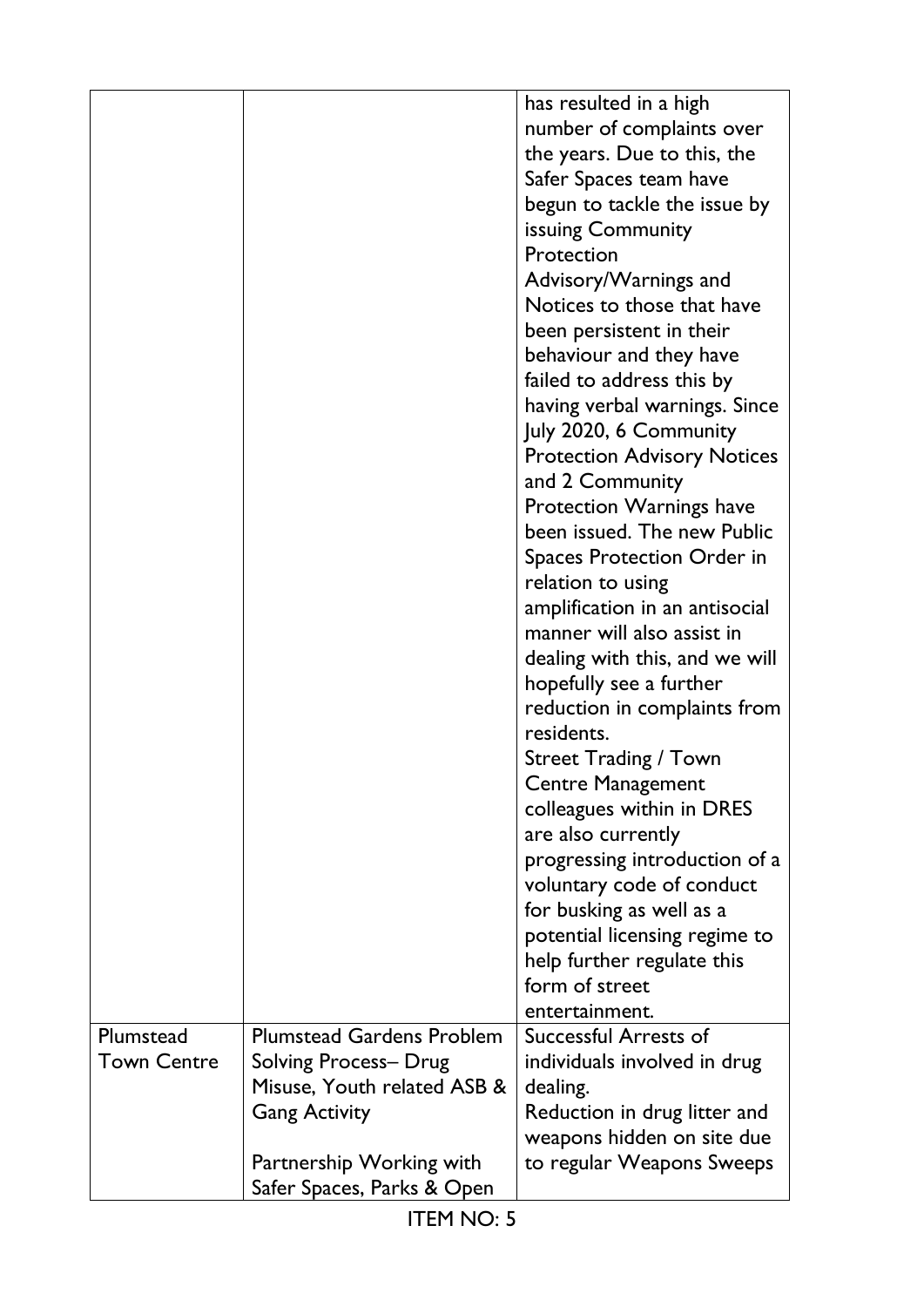| | | |
|---|---|---|
| | | has resulted in a high number of complaints over the years. Due to this, the Safer Spaces team have begun to tackle the issue by issuing Community Protection Advisory/Warnings and Notices to those that have been persistent in their behaviour and they have failed to address this by having verbal warnings. Since July 2020, 6 Community Protection Advisory Notices and 2 Community Protection Warnings have been issued. The new Public Spaces Protection Order in relation to using amplification in an antisocial manner will also assist in dealing with this, and we will hopefully see a further reduction in complaints from residents.<br>Street Trading / Town Centre Management colleagues within in DRES are also currently progressing introduction of a voluntary code of conduct for busking as well as a potential licensing regime to help further regulate this form of street entertainment. |
| Plumstead Town Centre | Plumstead Gardens Problem Solving Process– Drug Misuse, Youth related ASB & Gang Activity<br><br>Partnership Working with Safer Spaces, Parks & Open | Successful Arrests of individuals involved in drug dealing.<br>Reduction in drug litter and weapons hidden on site due to regular Weapons Sweeps |

ITEM NO: 5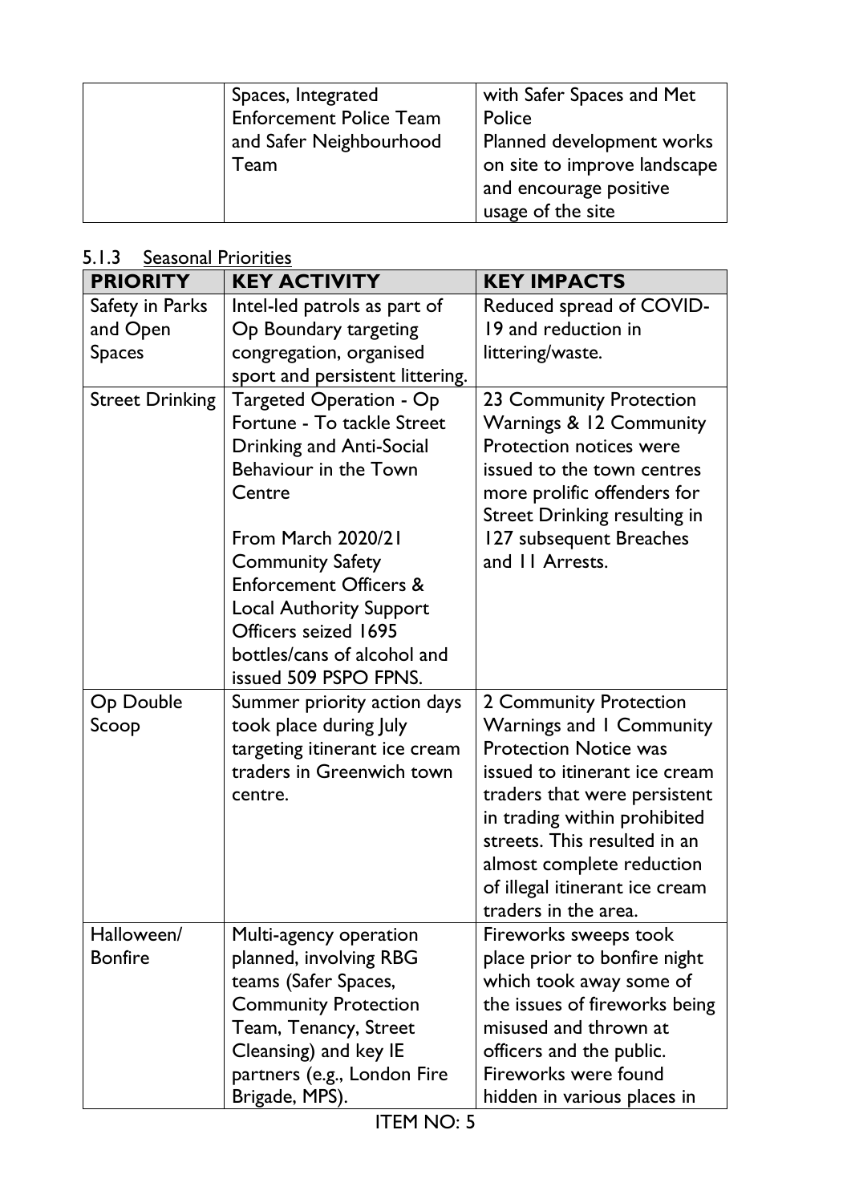|  | Spaces, Integrated Enforcement Police Team and Safer Neighbourhood Team | with Safer Spaces and Met Police<br>Planned development works on site to improve landscape and encourage positive usage of the site |
|---|---|---|

### 5.1.3 Seasonal Priorities

| PRIORITY | KEY ACTIVITY | KEY IMPACTS |
|---|---|---|
| Safety in Parks and Open Spaces | Intel-led patrols as part of Op Boundary targeting congregation, organised sport and persistent littering. | Reduced spread of COVID-19 and reduction in littering/waste. |
| Street Drinking | Targeted Operation - Op Fortune - To tackle Street Drinking and Anti-Social Behaviour in the Town Centre<br><br>From March 2020/21 Community Safety Enforcement Officers & Local Authority Support Officers seized 1695 bottles/cans of alcohol and issued 509 PSPO FPNS. | 23 Community Protection Warnings & 12 Community Protection notices were issued to the town centres more prolific offenders for Street Drinking resulting in 127 subsequent Breaches and 11 Arrests. |
| Op Double Scoop | Summer priority action days took place during July targeting itinerant ice cream traders in Greenwich town centre. | 2 Community Protection Warnings and 1 Community Protection Notice was issued to itinerant ice cream traders that were persistent in trading within prohibited streets. This resulted in an almost complete reduction of illegal itinerant ice cream traders in the area. |
| Halloween/ Bonfire | Multi-agency operation planned, involving RBG teams (Safer Spaces, Community Protection Team, Tenancy, Street Cleansing) and key IE partners (e.g., London Fire Brigade, MPS). | Fireworks sweeps took place prior to bonfire night which took away some of the issues of fireworks being misused and thrown at officers and the public. Fireworks were found hidden in various places in |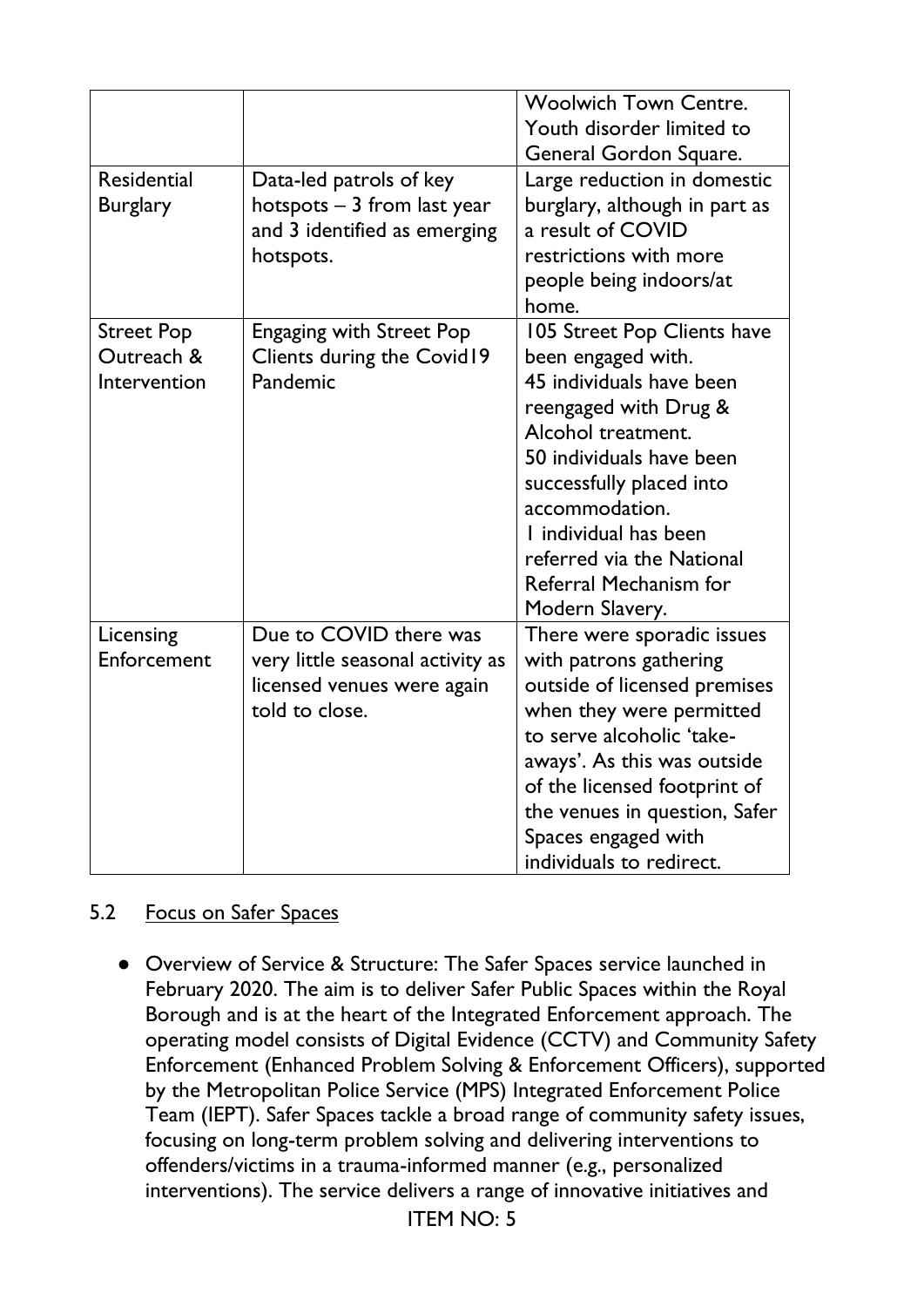| | | |
|---|---|---|
| | | Woolwich Town Centre. Youth disorder limited to General Gordon Square. |
| Residential Burglary | Data-led patrols of key hotspots – 3 from last year and 3 identified as emerging hotspots. | Large reduction in domestic burglary, although in part as a result of COVID restrictions with more people being indoors/at home. |
| Street Pop Outreach & Intervention | Engaging with Street Pop Clients during the Covid19 Pandemic | 105 Street Pop Clients have been engaged with.<br>45 individuals have been reengaged with Drug & Alcohol treatment.<br>50 individuals have been successfully placed into accommodation.<br>1 individual has been referred via the National Referral Mechanism for Modern Slavery. |
| Licensing Enforcement | Due to COVID there was very little seasonal activity as licensed venues were again told to close. | There were sporadic issues with patrons gathering outside of licensed premises when they were permitted to serve alcoholic 'take-aways'. As this was outside of the licensed footprint of the venues in question, Safer Spaces engaged with individuals to redirect. |

## 5.2 Focus on Safer Spaces

- Overview of Service & Structure: The Safer Spaces service launched in February 2020. The aim is to deliver Safer Public Spaces within the Royal Borough and is at the heart of the Integrated Enforcement approach. The operating model consists of Digital Evidence (CCTV) and Community Safety Enforcement (Enhanced Problem Solving & Enforcement Officers), supported by the Metropolitan Police Service (MPS) Integrated Enforcement Police Team (IEPT). Safer Spaces tackle a broad range of community safety issues, focusing on long-term problem solving and delivering interventions to offenders/victims in a trauma-informed manner (e.g., personalized interventions). The service delivers a range of innovative initiatives and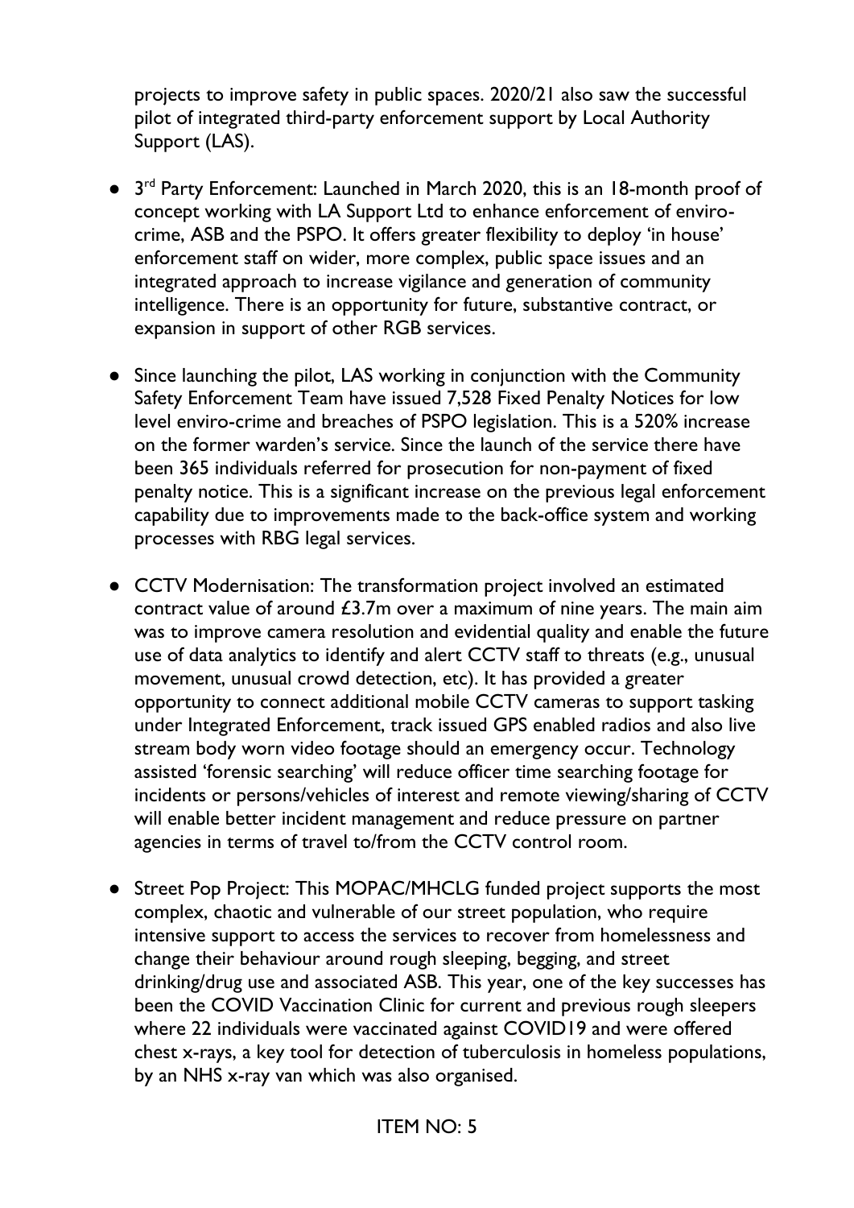projects to improve safety in public spaces. 2020/21 also saw the successful pilot of integrated third-party enforcement support by Local Authority Support (LAS).

- 3rd Party Enforcement: Launched in March 2020, this is an 18-month proof of concept working with LA Support Ltd to enhance enforcement of enviro-crime, ASB and the PSPO. It offers greater flexibility to deploy 'in house' enforcement staff on wider, more complex, public space issues and an integrated approach to increase vigilance and generation of community intelligence. There is an opportunity for future, substantive contract, or expansion in support of other RGB services.

- Since launching the pilot, LAS working in conjunction with the Community Safety Enforcement Team have issued 7,528 Fixed Penalty Notices for low level enviro-crime and breaches of PSPO legislation. This is a 520% increase on the former warden's service. Since the launch of the service there have been 365 individuals referred for prosecution for non-payment of fixed penalty notice. This is a significant increase on the previous legal enforcement capability due to improvements made to the back-office system and working processes with RBG legal services.

- CCTV Modernisation: The transformation project involved an estimated contract value of around £3.7m over a maximum of nine years. The main aim was to improve camera resolution and evidential quality and enable the future use of data analytics to identify and alert CCTV staff to threats (e.g., unusual movement, unusual crowd detection, etc). It has provided a greater opportunity to connect additional mobile CCTV cameras to support tasking under Integrated Enforcement, track issued GPS enabled radios and also live stream body worn video footage should an emergency occur. Technology assisted 'forensic searching' will reduce officer time searching footage for incidents or persons/vehicles of interest and remote viewing/sharing of CCTV will enable better incident management and reduce pressure on partner agencies in terms of travel to/from the CCTV control room.

- Street Pop Project: This MOPAC/MHCLG funded project supports the most complex, chaotic and vulnerable of our street population, who require intensive support to access the services to recover from homelessness and change their behaviour around rough sleeping, begging, and street drinking/drug use and associated ASB. This year, one of the key successes has been the COVID Vaccination Clinic for current and previous rough sleepers where 22 individuals were vaccinated against COVID19 and were offered chest x-rays, a key tool for detection of tuberculosis in homeless populations, by an NHS x-ray van which was also organised.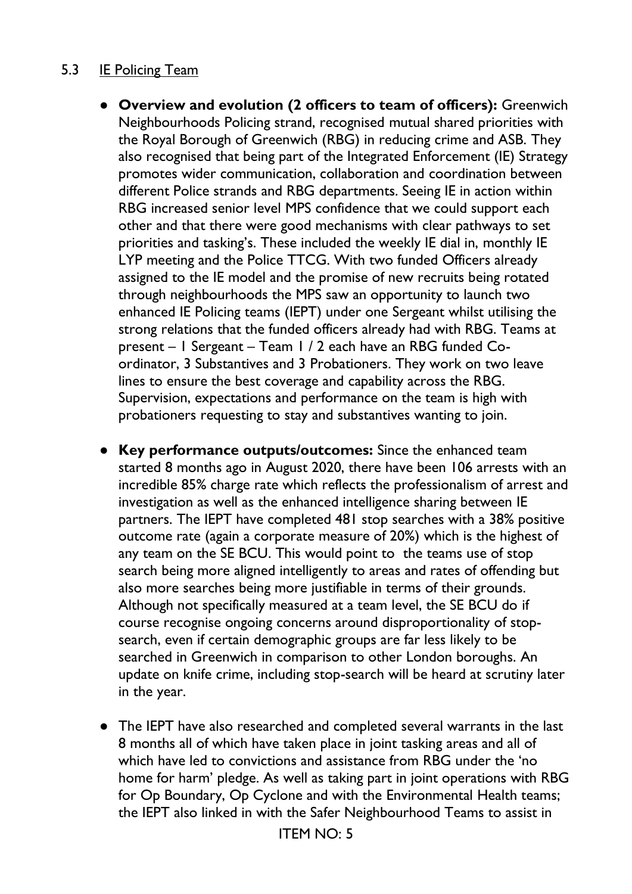### 5.3 IE Policing Team

- **Overview and evolution (2 officers to team of officers):** Greenwich Neighbourhoods Policing strand, recognised mutual shared priorities with the Royal Borough of Greenwich (RBG) in reducing crime and ASB. They also recognised that being part of the Integrated Enforcement (IE) Strategy promotes wider communication, collaboration and coordination between different Police strands and RBG departments. Seeing IE in action within RBG increased senior level MPS confidence that we could support each other and that there were good mechanisms with clear pathways to set priorities and tasking's. These included the weekly IE dial in, monthly IE LYP meeting and the Police TTCG. With two funded Officers already assigned to the IE model and the promise of new recruits being rotated through neighbourhoods the MPS saw an opportunity to launch two enhanced IE Policing teams (IEPT) under one Sergeant whilst utilising the strong relations that the funded officers already had with RBG. Teams at present – 1 Sergeant – Team 1 / 2 each have an RBG funded Co-ordinator, 3 Substantives and 3 Probationers. They work on two leave lines to ensure the best coverage and capability across the RBG. Supervision, expectations and performance on the team is high with probationers requesting to stay and substantives wanting to join.

- **Key performance outputs/outcomes:** Since the enhanced team started 8 months ago in August 2020, there have been 106 arrests with an incredible 85% charge rate which reflects the professionalism of arrest and investigation as well as the enhanced intelligence sharing between IE partners. The IEPT have completed 481 stop searches with a 38% positive outcome rate (again a corporate measure of 20%) which is the highest of any team on the SE BCU. This would point to the teams use of stop search being more aligned intelligently to areas and rates of offending but also more searches being more justifiable in terms of their grounds. Although not specifically measured at a team level, the SE BCU do if course recognise ongoing concerns around disproportionality of stop-search, even if certain demographic groups are far less likely to be searched in Greenwich in comparison to other London boroughs. An update on knife crime, including stop-search will be heard at scrutiny later in the year.

- The IEPT have also researched and completed several warrants in the last 8 months all of which have taken place in joint tasking areas and all of which have led to convictions and assistance from RBG under the 'no home for harm' pledge. As well as taking part in joint operations with RBG for Op Boundary, Op Cyclone and with the Environmental Health teams; the IEPT also linked in with the Safer Neighbourhood Teams to assist in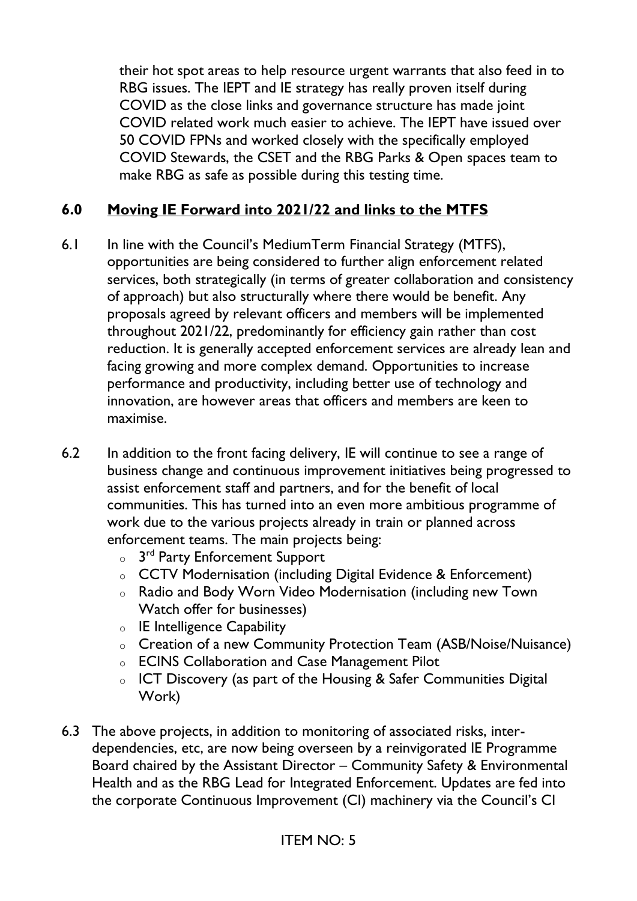their hot spot areas to help resource urgent warrants that also feed in to RBG issues. The IEPT and IE strategy has really proven itself during COVID as the close links and governance structure has made joint COVID related work much easier to achieve. The IEPT have issued over 50 COVID FPNs and worked closely with the specifically employed COVID Stewards, the CSET and the RBG Parks & Open spaces team to make RBG as safe as possible during this testing time.

## 6.0 Moving IE Forward into 2021/22 and links to the MTFS

6.1 In line with the Council's MediumTerm Financial Strategy (MTFS), opportunities are being considered to further align enforcement related services, both strategically (in terms of greater collaboration and consistency of approach) but also structurally where there would be benefit. Any proposals agreed by relevant officers and members will be implemented throughout 2021/22, predominantly for efficiency gain rather than cost reduction. It is generally accepted enforcement services are already lean and facing growing and more complex demand. Opportunities to increase performance and productivity, including better use of technology and innovation, are however areas that officers and members are keen to maximise.

6.2 In addition to the front facing delivery, IE will continue to see a range of business change and continuous improvement initiatives being progressed to assist enforcement staff and partners, and for the benefit of local communities. This has turned into an even more ambitious programme of work due to the various projects already in train or planned across enforcement teams. The main projects being:

- 3rd Party Enforcement Support
- CCTV Modernisation (including Digital Evidence & Enforcement)
- Radio and Body Worn Video Modernisation (including new Town Watch offer for businesses)
- IE Intelligence Capability
- Creation of a new Community Protection Team (ASB/Noise/Nuisance)
- ECINS Collaboration and Case Management Pilot
- ICT Discovery (as part of the Housing & Safer Communities Digital Work)

6.3 The above projects, in addition to monitoring of associated risks, inter-dependencies, etc, are now being overseen by a reinvigorated IE Programme Board chaired by the Assistant Director – Community Safety & Environmental Health and as the RBG Lead for Integrated Enforcement. Updates are fed into the corporate Continuous Improvement (CI) machinery via the Council's CI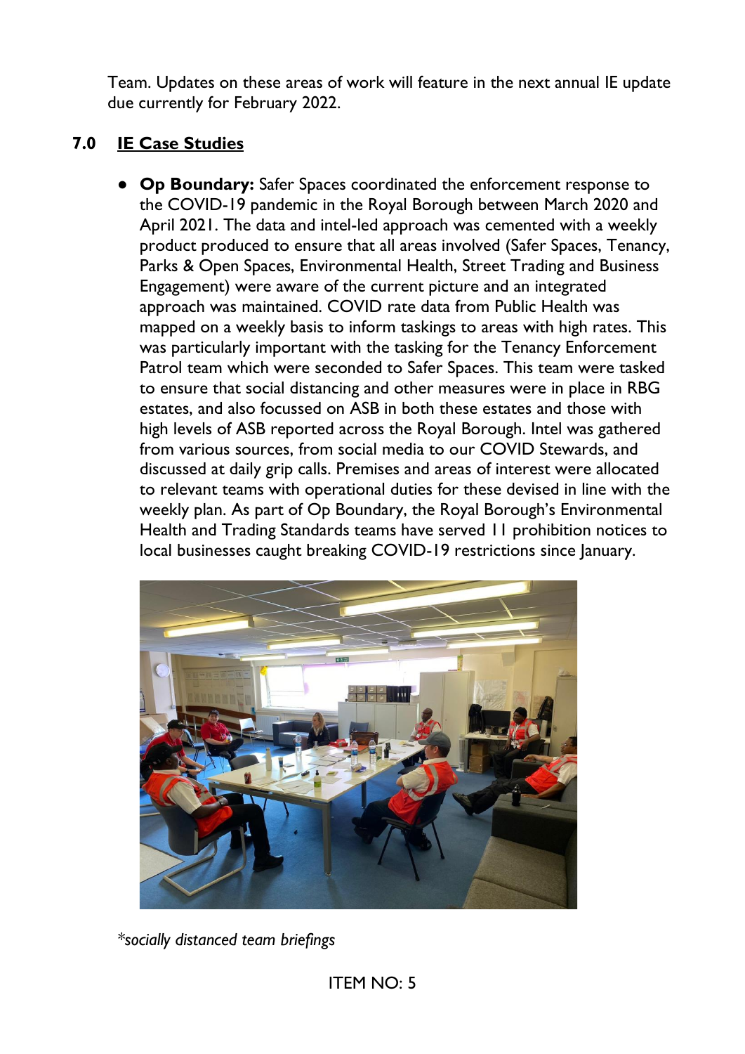Team. Updates on these areas of work will feature in the next annual IE update due currently for February 2022.

## 7.0 IE Case Studies

- **Op Boundary:** Safer Spaces coordinated the enforcement response to the COVID-19 pandemic in the Royal Borough between March 2020 and April 2021. The data and intel-led approach was cemented with a weekly product produced to ensure that all areas involved (Safer Spaces, Tenancy, Parks & Open Spaces, Environmental Health, Street Trading and Business Engagement) were aware of the current picture and an integrated approach was maintained. COVID rate data from Public Health was mapped on a weekly basis to inform taskings to areas with high rates. This was particularly important with the tasking for the Tenancy Enforcement Patrol team which were seconded to Safer Spaces. This team were tasked to ensure that social distancing and other measures were in place in RBG estates, and also focussed on ASB in both these estates and those with high levels of ASB reported across the Royal Borough. Intel was gathered from various sources, from social media to our COVID Stewards, and discussed at daily grip calls. Premises and areas of interest were allocated to relevant teams with operational duties for these devised in line with the weekly plan. As part of Op Boundary, the Royal Borough's Environmental Health and Trading Standards teams have served 11 prohibition notices to local businesses caught breaking COVID-19 restrictions since January.

*\*socially distanced team briefings*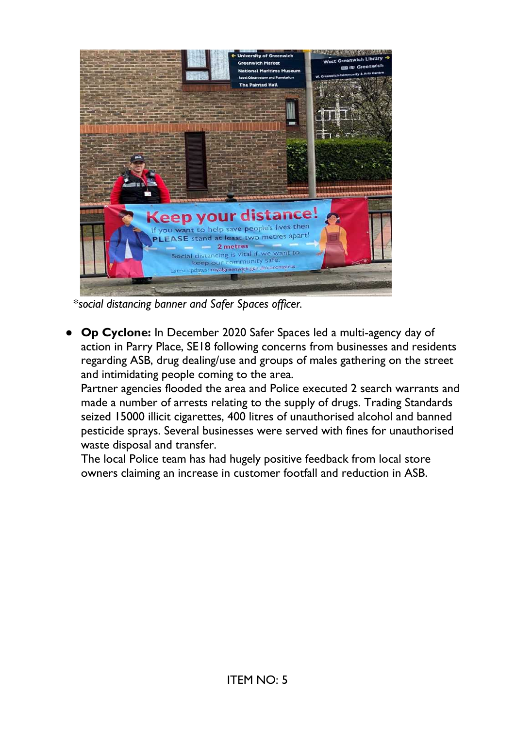*social distancing banner and Safer Spaces officer.

- **Op Cyclone:** In December 2020 Safer Spaces led a multi-agency day of action in Parry Place, SE18 following concerns from businesses and residents regarding ASB, drug dealing/use and groups of males gathering on the street and intimidating people coming to the area.
  Partner agencies flooded the area and Police executed 2 search warrants and made a number of arrests relating to the supply of drugs. Trading Standards seized 15000 illicit cigarettes, 400 litres of unauthorised alcohol and banned pesticide sprays. Several businesses were served with fines for unauthorised waste disposal and transfer.
  The local Police team has had hugely positive feedback from local store owners claiming an increase in customer footfall and reduction in ASB.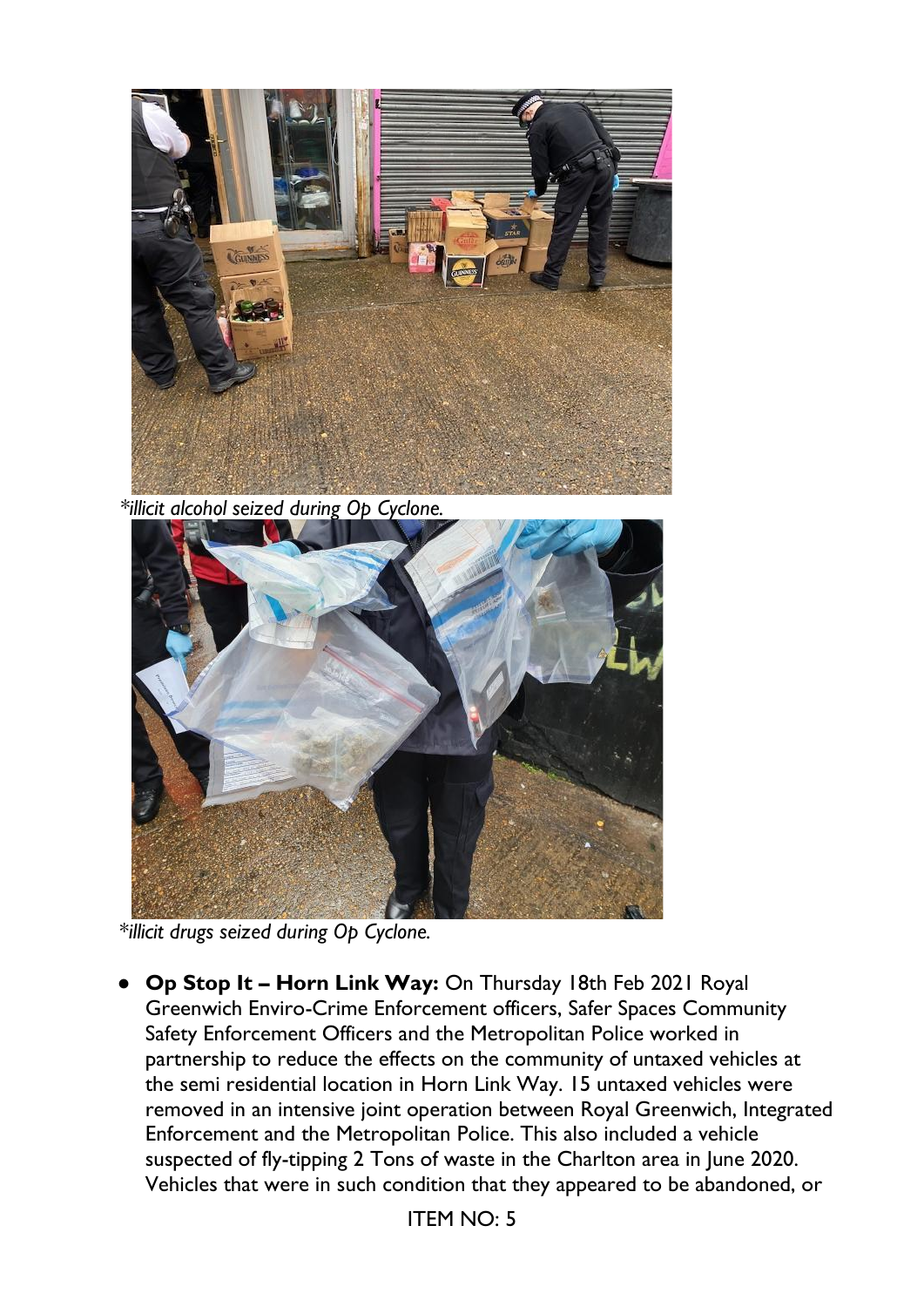*illicit alcohol seized during Op Cyclone.

*illicit drugs seized during Op Cyclone.

- **Op Stop It – Horn Link Way:** On Thursday 18th Feb 2021 Royal Greenwich Enviro-Crime Enforcement officers, Safer Spaces Community Safety Enforcement Officers and the Metropolitan Police worked in partnership to reduce the effects on the community of untaxed vehicles at the semi residential location in Horn Link Way. 15 untaxed vehicles were removed in an intensive joint operation between Royal Greenwich, Integrated Enforcement and the Metropolitan Police. This also included a vehicle suspected of fly-tipping 2 Tons of waste in the Charlton area in June 2020. Vehicles that were in such condition that they appeared to be abandoned, or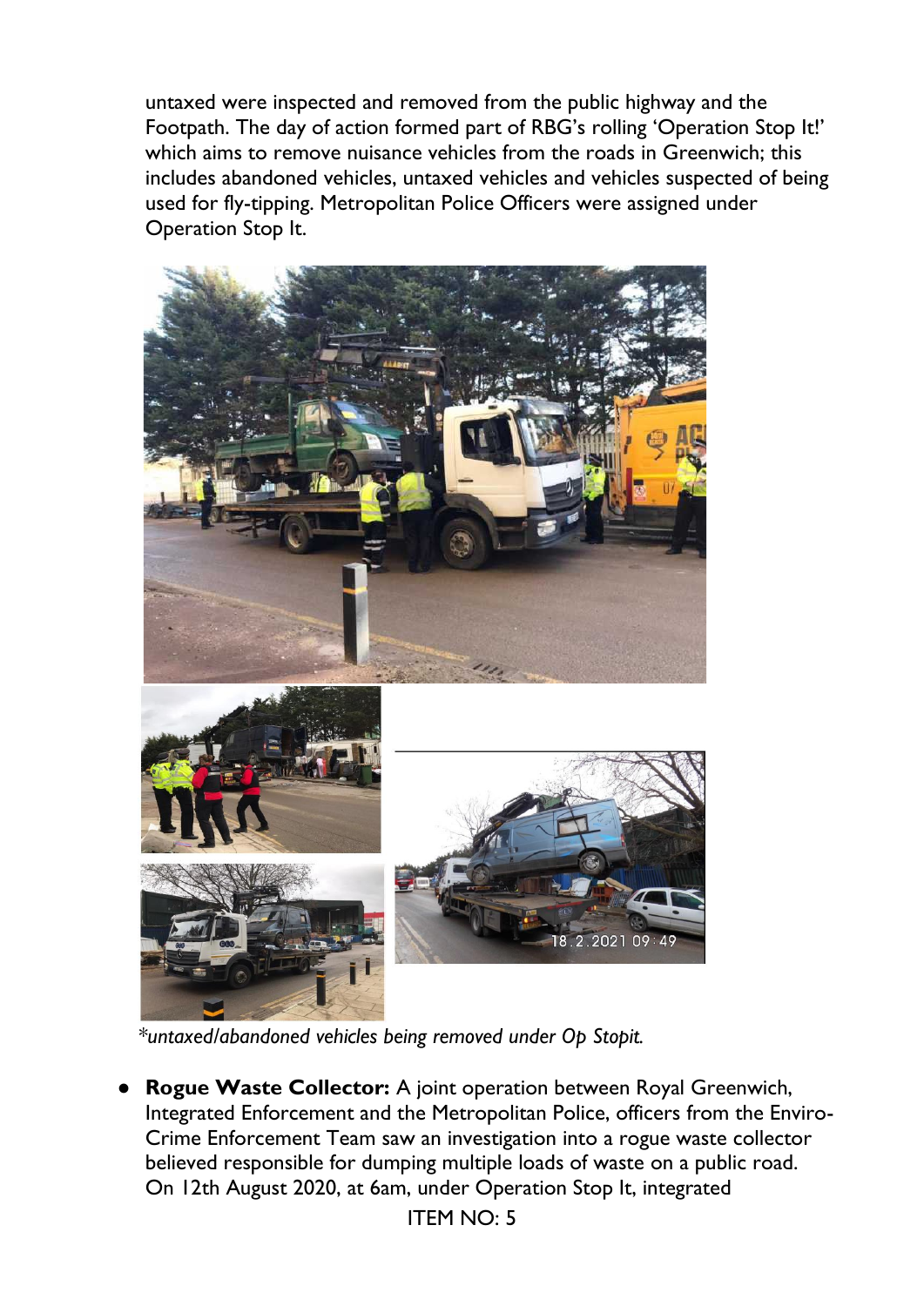untaxed were inspected and removed from the public highway and the Footpath. The day of action formed part of RBG's rolling 'Operation Stop It!' which aims to remove nuisance vehicles from the roads in Greenwich; this includes abandoned vehicles, untaxed vehicles and vehicles suspected of being used for fly-tipping. Metropolitan Police Officers were assigned under Operation Stop It.

*untaxed/abandoned vehicles being removed under Op Stopit.*

- **Rogue Waste Collector:** A joint operation between Royal Greenwich, Integrated Enforcement and the Metropolitan Police, officers from the Enviro-Crime Enforcement Team saw an investigation into a rogue waste collector believed responsible for dumping multiple loads of waste on a public road. On 12th August 2020, at 6am, under Operation Stop It, integrated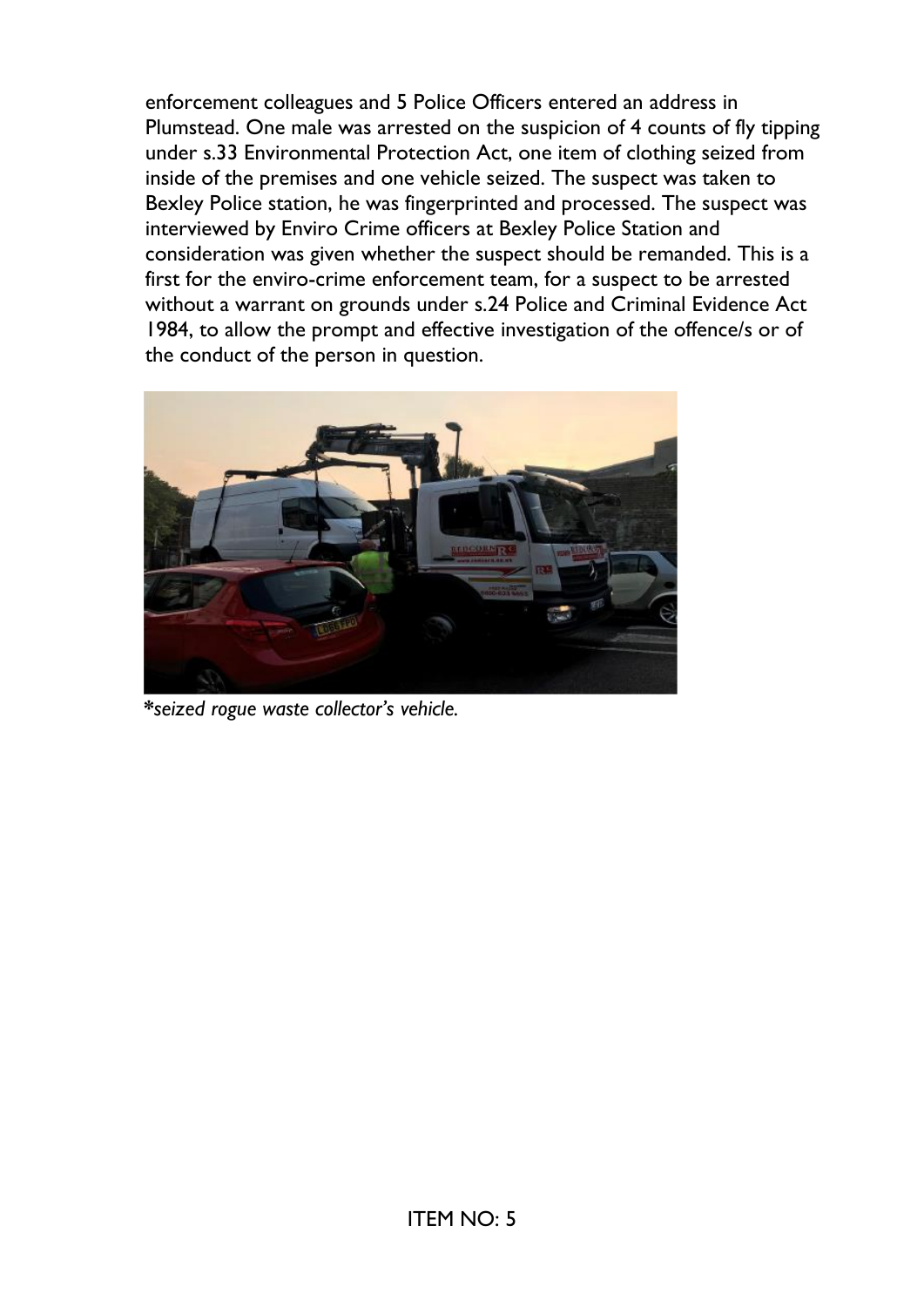enforcement colleagues and 5 Police Officers entered an address in Plumstead. One male was arrested on the suspicion of 4 counts of fly tipping under s.33 Environmental Protection Act, one item of clothing seized from inside of the premises and one vehicle seized. The suspect was taken to Bexley Police station, he was fingerprinted and processed. The suspect was interviewed by Enviro Crime officers at Bexley Police Station and consideration was given whether the suspect should be remanded. This is a first for the enviro-crime enforcement team, for a suspect to be arrested without a warrant on grounds under s.24 Police and Criminal Evidence Act 1984, to allow the prompt and effective investigation of the offence/s or of the conduct of the person in question.

*\*seized rogue waste collector's vehicle.*

ITEM NO: 5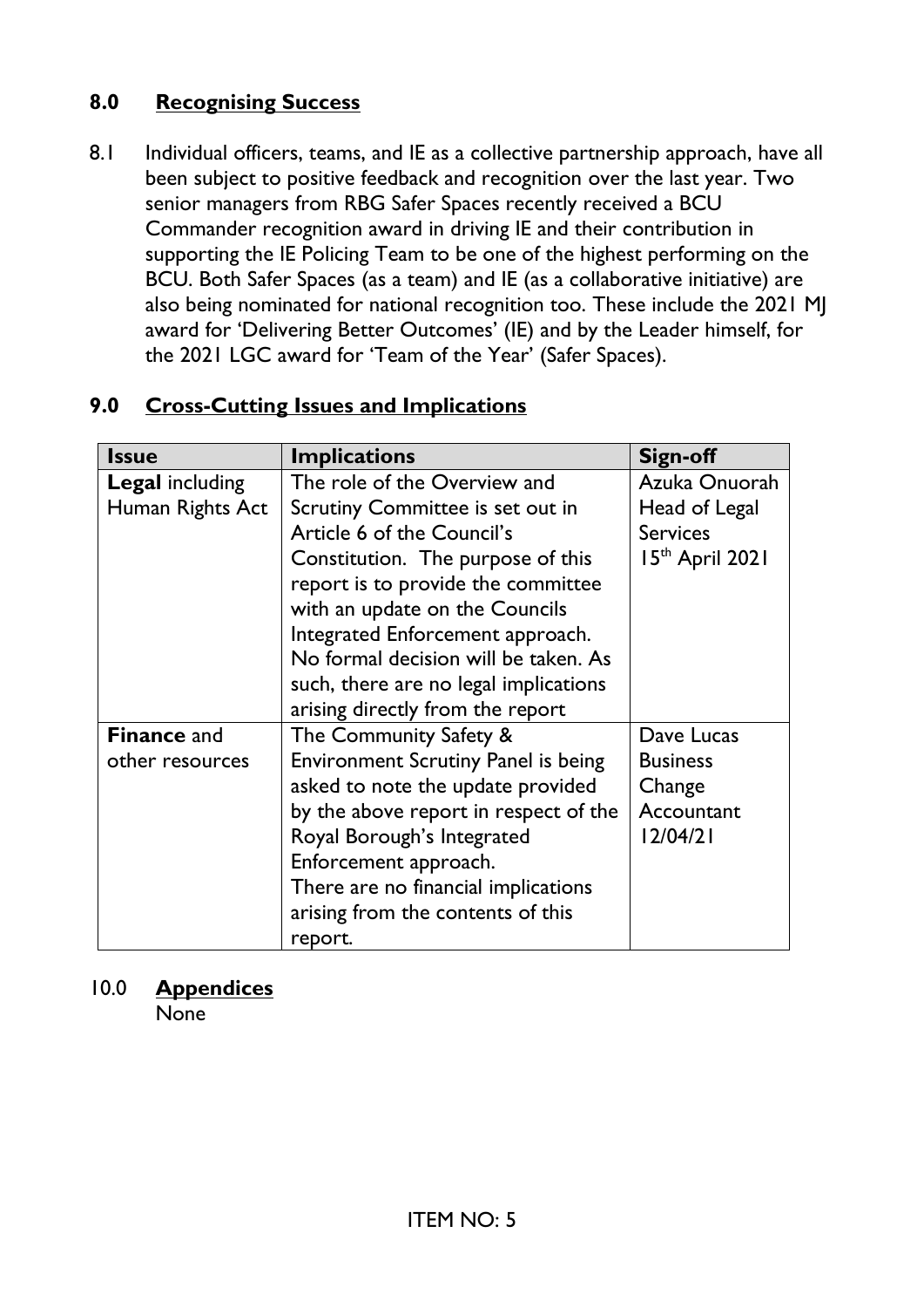## 8.0 Recognising Success

8.1 Individual officers, teams, and IE as a collective partnership approach, have all been subject to positive feedback and recognition over the last year. Two senior managers from RBG Safer Spaces recently received a BCU Commander recognition award in driving IE and their contribution in supporting the IE Policing Team to be one of the highest performing on the BCU. Both Safer Spaces (as a team) and IE (as a collaborative initiative) are also being nominated for national recognition too. These include the 2021 MJ award for 'Delivering Better Outcomes' (IE) and by the Leader himself, for the 2021 LGC award for 'Team of the Year' (Safer Spaces).

## 9.0 Cross-Cutting Issues and Implications

| Issue | Implications | Sign-off |
|---|---|---|
| **Legal** including Human Rights Act | The role of the Overview and Scrutiny Committee is set out in Article 6 of the Council's Constitution. The purpose of this report is to provide the committee with an update on the Councils Integrated Enforcement approach. No formal decision will be taken. As such, there are no legal implications arising directly from the report | Azuka Onuorah Head of Legal Services 15th April 2021 |
| **Finance** and other resources | The Community Safety & Environment Scrutiny Panel is being asked to note the update provided by the above report in respect of the Royal Borough's Integrated Enforcement approach. There are no financial implications arising from the contents of this report. | Dave Lucas Business Change Accountant 12/04/21 |

## 10.0 Appendices

None

ITEM NO: 5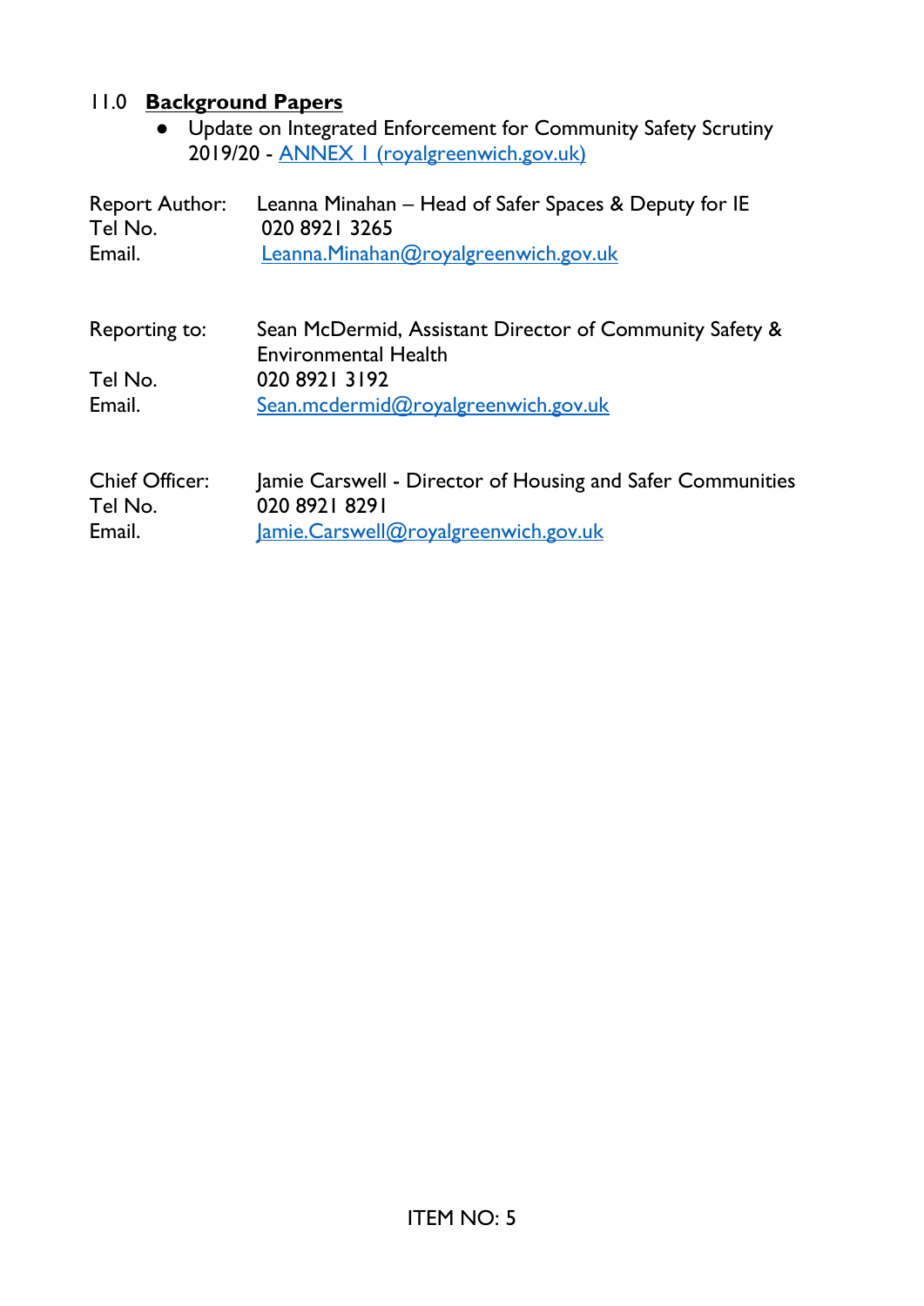## 11.0 **Background Papers**

- Update on Integrated Enforcement for Community Safety Scrutiny 2019/20 - ANNEX 1 (royalgreenwich.gov.uk)

| | |
|---|---|
| Report Author: | Leanna Minahan – Head of Safer Spaces & Deputy for IE |
| Tel No. | 020 8921 3265 |
| Email. | Leanna.Minahan@royalgreenwich.gov.uk |

| | |
|---|---|
| Reporting to: | Sean McDermid, Assistant Director of Community Safety & Environmental Health |
| Tel No. | 020 8921 3192 |
| Email. | Sean.mcdermid@royalgreenwich.gov.uk |

| | |
|---|---|
| Chief Officer: | Jamie Carswell - Director of Housing and Safer Communities |
| Tel No. | 020 8921 8291 |
| Email. | Jamie.Carswell@royalgreenwich.gov.uk |

ITEM NO: 5